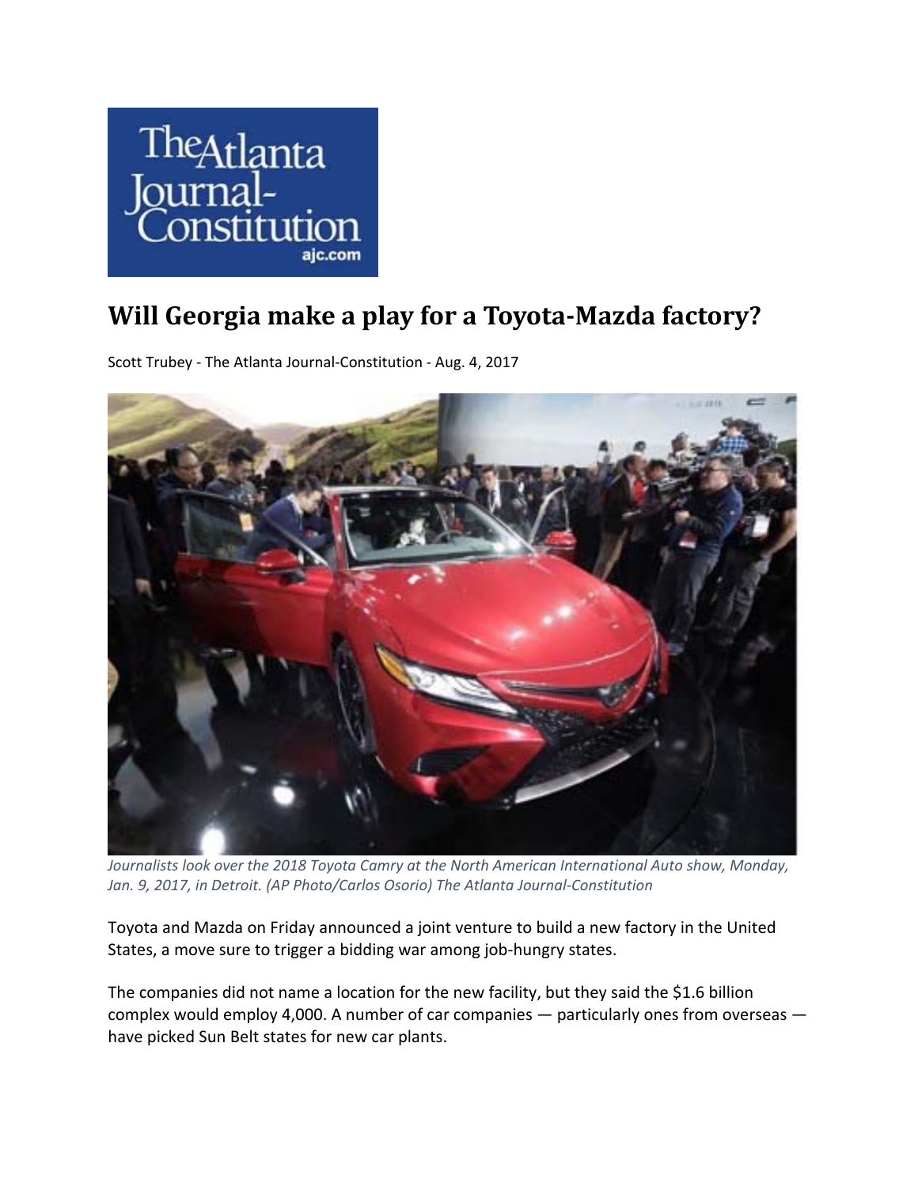# Will Georgia make a play for a Toyota-Mazda factory?

Scott Trubey - The Atlanta Journal-Constitution - Aug. 4, 2017

*Journalists look over the 2018 Toyota Camry at the North American International Auto show, Monday, Jan. 9, 2017, in Detroit. (AP Photo/Carlos Osorio) The Atlanta Journal-Constitution*

Toyota and Mazda on Friday announced a joint venture to build a new factory in the United States, a move sure to trigger a bidding war among job-hungry states.

The companies did not name a location for the new facility, but they said the $1.6 billion complex would employ 4,000. A number of car companies — particularly ones from overseas — have picked Sun Belt states for new car plants.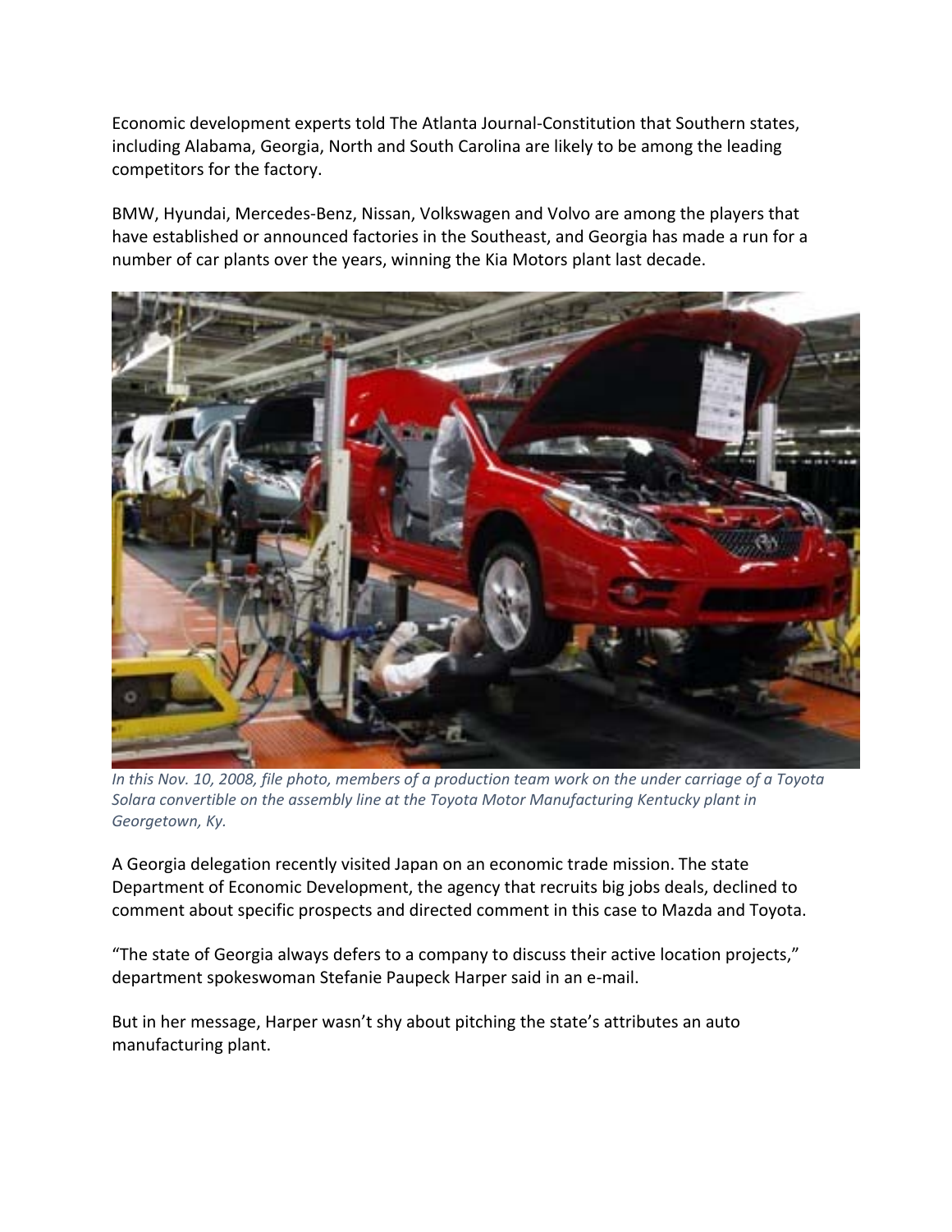Economic development experts told The Atlanta Journal-Constitution that Southern states, including Alabama, Georgia, North and South Carolina are likely to be among the leading competitors for the factory.

BMW, Hyundai, Mercedes-Benz, Nissan, Volkswagen and Volvo are among the players that have established or announced factories in the Southeast, and Georgia has made a run for a number of car plants over the years, winning the Kia Motors plant last decade.

*In this Nov. 10, 2008, file photo, members of a production team work on the under carriage of a Toyota Solara convertible on the assembly line at the Toyota Motor Manufacturing Kentucky plant in Georgetown, Ky.*

A Georgia delegation recently visited Japan on an economic trade mission. The state Department of Economic Development, the agency that recruits big jobs deals, declined to comment about specific prospects and directed comment in this case to Mazda and Toyota.

"The state of Georgia always defers to a company to discuss their active location projects," department spokeswoman Stefanie Paupeck Harper said in an e-mail.

But in her message, Harper wasn't shy about pitching the state's attributes an auto manufacturing plant.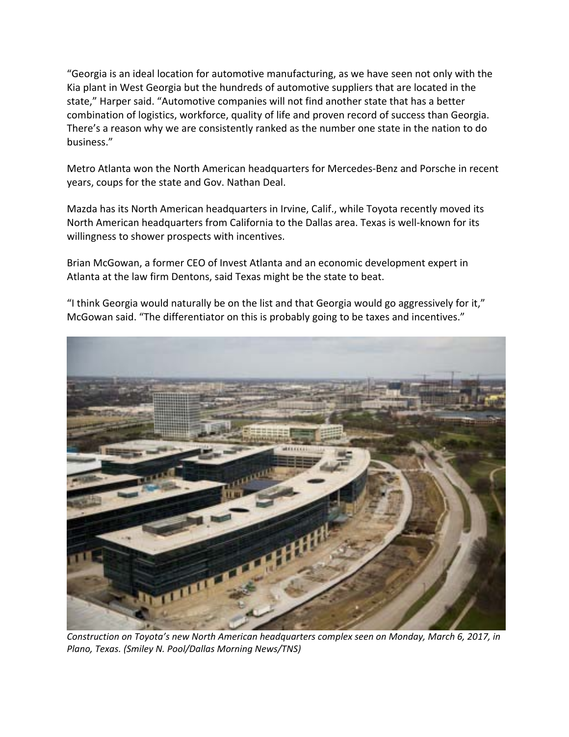"Georgia is an ideal location for automotive manufacturing, as we have seen not only with the Kia plant in West Georgia but the hundreds of automotive suppliers that are located in the state," Harper said. "Automotive companies will not find another state that has a better combination of logistics, workforce, quality of life and proven record of success than Georgia. There's a reason why we are consistently ranked as the number one state in the nation to do business."

Metro Atlanta won the North American headquarters for Mercedes-Benz and Porsche in recent years, coups for the state and Gov. Nathan Deal.

Mazda has its North American headquarters in Irvine, Calif., while Toyota recently moved its North American headquarters from California to the Dallas area. Texas is well-known for its willingness to shower prospects with incentives.

Brian McGowan, a former CEO of Invest Atlanta and an economic development expert in Atlanta at the law firm Dentons, said Texas might be the state to beat.

"I think Georgia would naturally be on the list and that Georgia would go aggressively for it," McGowan said. "The differentiator on this is probably going to be taxes and incentives."

*Construction on Toyota's new North American headquarters complex seen on Monday, March 6, 2017, in Plano, Texas. (Smiley N. Pool/Dallas Morning News/TNS)*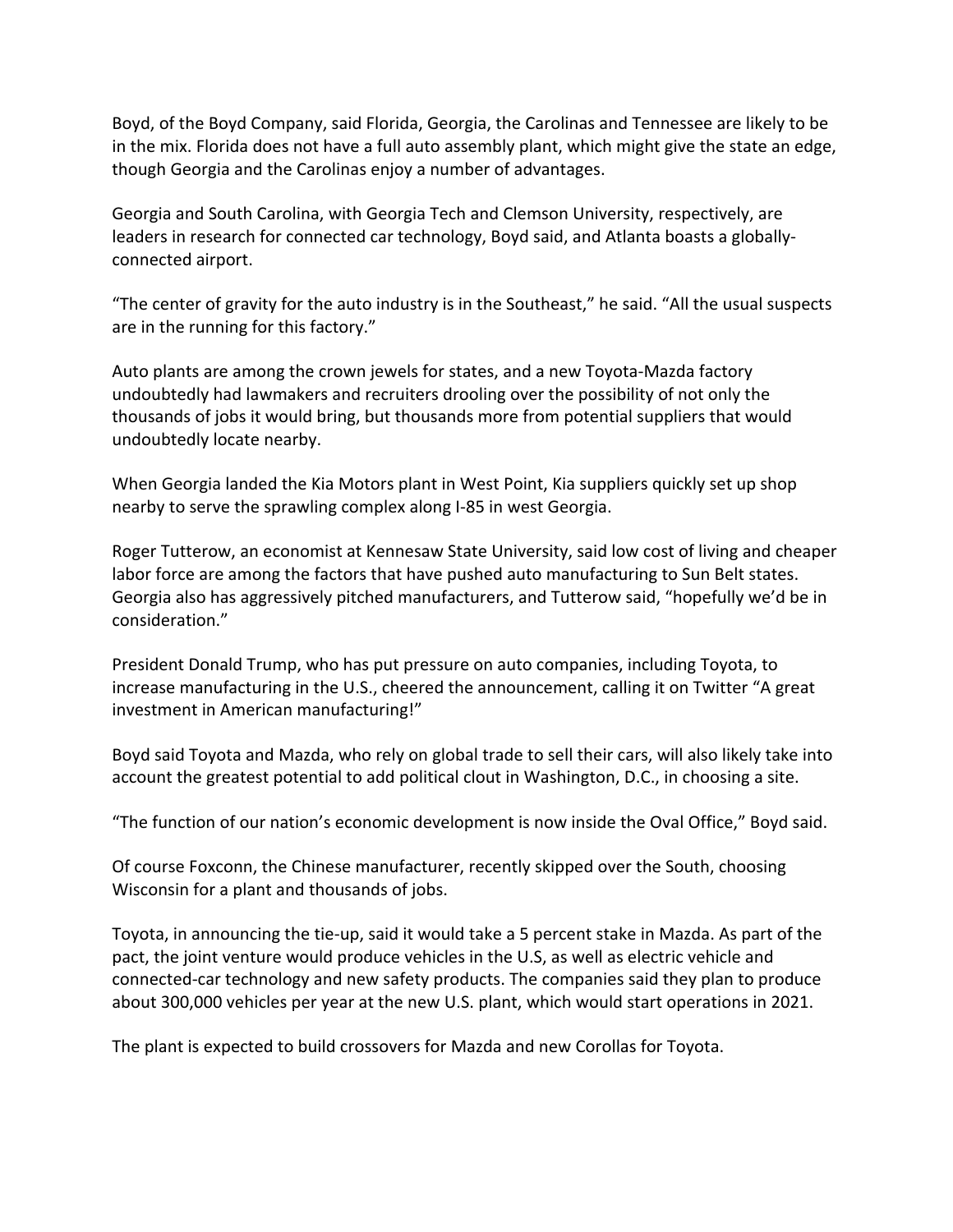Boyd, of the Boyd Company, said Florida, Georgia, the Carolinas and Tennessee are likely to be in the mix. Florida does not have a full auto assembly plant, which might give the state an edge, though Georgia and the Carolinas enjoy a number of advantages.

Georgia and South Carolina, with Georgia Tech and Clemson University, respectively, are leaders in research for connected car technology, Boyd said, and Atlanta boasts a globally-connected airport.

“The center of gravity for the auto industry is in the Southeast,” he said. “All the usual suspects are in the running for this factory.”

Auto plants are among the crown jewels for states, and a new Toyota-Mazda factory undoubtedly had lawmakers and recruiters drooling over the possibility of not only the thousands of jobs it would bring, but thousands more from potential suppliers that would undoubtedly locate nearby.

When Georgia landed the Kia Motors plant in West Point, Kia suppliers quickly set up shop nearby to serve the sprawling complex along I-85 in west Georgia.

Roger Tutterow, an economist at Kennesaw State University, said low cost of living and cheaper labor force are among the factors that have pushed auto manufacturing to Sun Belt states. Georgia also has aggressively pitched manufacturers, and Tutterow said, “hopefully we’d be in consideration.”

President Donald Trump, who has put pressure on auto companies, including Toyota, to increase manufacturing in the U.S., cheered the announcement, calling it on Twitter “A great investment in American manufacturing!”

Boyd said Toyota and Mazda, who rely on global trade to sell their cars, will also likely take into account the greatest potential to add political clout in Washington, D.C., in choosing a site.

“The function of our nation’s economic development is now inside the Oval Office,” Boyd said.

Of course Foxconn, the Chinese manufacturer, recently skipped over the South, choosing Wisconsin for a plant and thousands of jobs.

Toyota, in announcing the tie-up, said it would take a 5 percent stake in Mazda. As part of the pact, the joint venture would produce vehicles in the U.S, as well as electric vehicle and connected-car technology and new safety products. The companies said they plan to produce about 300,000 vehicles per year at the new U.S. plant, which would start operations in 2021.

The plant is expected to build crossovers for Mazda and new Corollas for Toyota.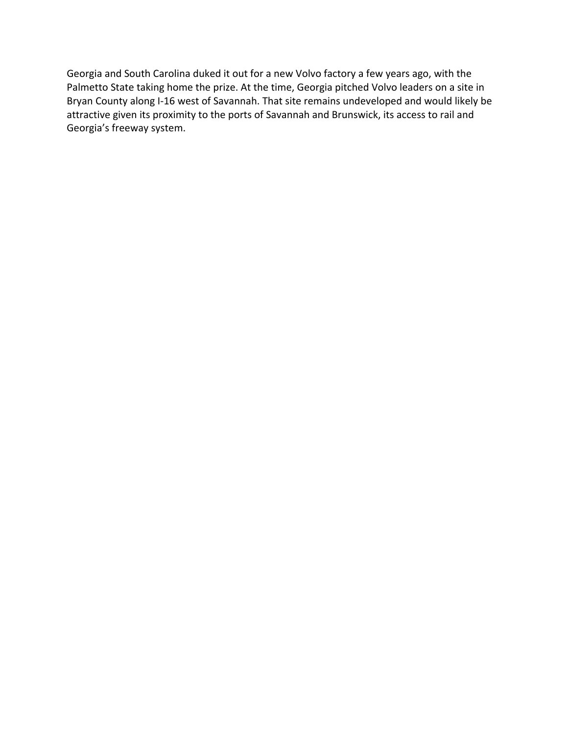Georgia and South Carolina duked it out for a new Volvo factory a few years ago, with the Palmetto State taking home the prize. At the time, Georgia pitched Volvo leaders on a site in Bryan County along I-16 west of Savannah. That site remains undeveloped and would likely be attractive given its proximity to the ports of Savannah and Brunswick, its access to rail and Georgia's freeway system.